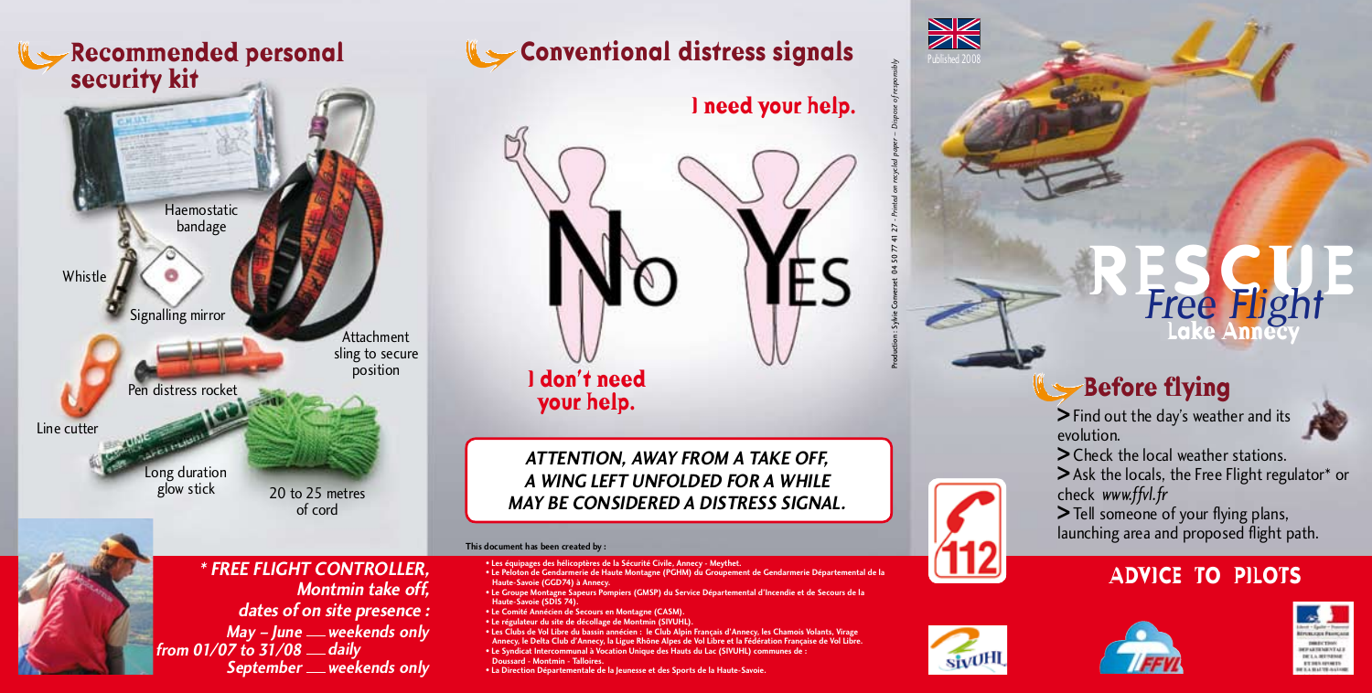## Recommended personal security kit

- Haemostatic bandage
- Whistle
- Signalling mirror
- Attachment sling to secure position
- Pen distress rocket
- Line cutter
- Long duration glow stick
- 20 to 25 metres of cord

*\* FREE FLIGHT CONTROLLER, Montmin take off, dates of on site presence :*
*May – June — weekends only*
*from 01/07 to 31/08 — daily*
*September — weekends only*

## Conventional distress signals

**I need your help.**

NO YES

**I don't need your help.**

***ATTENTION, AWAY FROM A TAKE OFF, A WING LEFT UNFOLDED FOR A WHILE MAY BE CONSIDERED A DISTRESS SIGNAL.***

**This document has been created by :**

- **Les équipages des hélicoptères de la Sécurité Civile, Annecy - Meythet.**
- **Le Peloton de Gendarmerie de Haute Montagne (PGHM) du Groupement de Gendarmerie Départemental de la Haute-Savoie (GGD74) à Annecy.**
- **Le Groupe Montagne Sapeurs Pompiers (GMSP) du Service Départemental d'Incendie et de Secours de la Haute-Savoie (SDIS 74).**
- **Le Comité Annécien de Secours en Montagne (CASM).**
- **Le régulateur du site de décollage de Montmin (SIVUHL).**
- **Les Clubs de Vol Libre du bassin annécien : le Club Alpin Français d'Annecy, les Chamois Volants, Virage Annecy, le Delta Club d'Annecy, la Ligue Rhône Alpes de Vol Libre et la Fédération Française de Vol Libre.**
- **Le Syndicat Intercommunal à Vocation Unique des Hauts du Lac (SIVUHL) communes de : Doussard - Montmin - Talloires.**
- **La Direction Départementale de la Jeunesse et des Sports de la Haute-Savoie.**

Production : Sylvie Comersel 04 50 77 41 27 – Printed on recycled paper – Dispose of responsibly

Published 2008

# RESCUE Free Flight Lake Annecy

## Before flying

> Find out the day's weather and its evolution.
> Check the local weather stations.
> Ask the locals, the Free Flight regulator* or check *www.ffvl.fr*
> Tell someone of your flying plans, launching area and proposed flight path.

112

## ADVICE TO PILOTS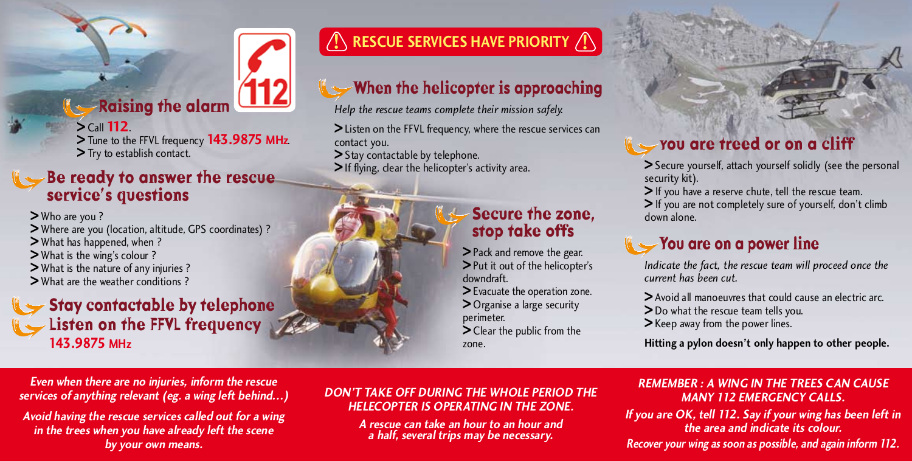## Raising the alarm

> Call **112**.
> Tune to the FFVL frequency **143.9875 MHz**.
> Try to establish contact.

## Be ready to answer the rescue service's questions

> Who are you ?
> Where are you (location, altitude, GPS coordinates) ?
> What has happened, when ?
> What is the wing's colour ?
> What is the nature of any injuries ?
> What are the weather conditions ?

## Stay contactable by telephone

## Listen on the FFVL frequency

**143.9875 MHz**

***Even when there are no injuries, inform the rescue services of anything relevant (eg. a wing left behind...)***

***Avoid having the rescue services called out for a wing in the trees when you have already left the scene by your own means.***

## RESCUE SERVICES HAVE PRIORITY

## When the helicopter is approaching

*Help the rescue teams complete their mission safely.*

> Listen on the FFVL frequency, where the rescue services can contact you.
> Stay contactable by telephone.
> If flying, clear the helicopter's activity area.

## Secure the zone, stop take offs

> Pack and remove the gear.
> Put it out of the helicopter's downdraft.
> Evacuate the operation zone.
> Organise a large security perimeter.
> Clear the public from the zone.

***DON'T TAKE OFF DURING THE WHOLE PERIOD THE HELECOPTER IS OPERATING IN THE ZONE.***

***A rescue can take an hour to an hour and a half, several trips may be necessary.***

## You are treed or on a cliff

> Secure yourself, attach yourself solidly (see the personal security kit).
> If you have a reserve chute, tell the rescue team.
> If you are not completely sure of yourself, don't climb down alone.

## You are on a power line

*Indicate the fact, the rescue team will proceed once the current has been cut.*

> Avoid all manoeuvres that could cause an electric arc.
> Do what the rescue team tells you.
> Keep away from the power lines.

**Hitting a pylon doesn't only happen to other people.**

***REMEMBER : A WING IN THE TREES CAN CAUSE MANY 112 EMERGENCY CALLS.***

***If you are OK, tell 112. Say if your wing has been left in the area and indicate its colour.***

***Recover your wing as soon as possible, and again inform 112.***